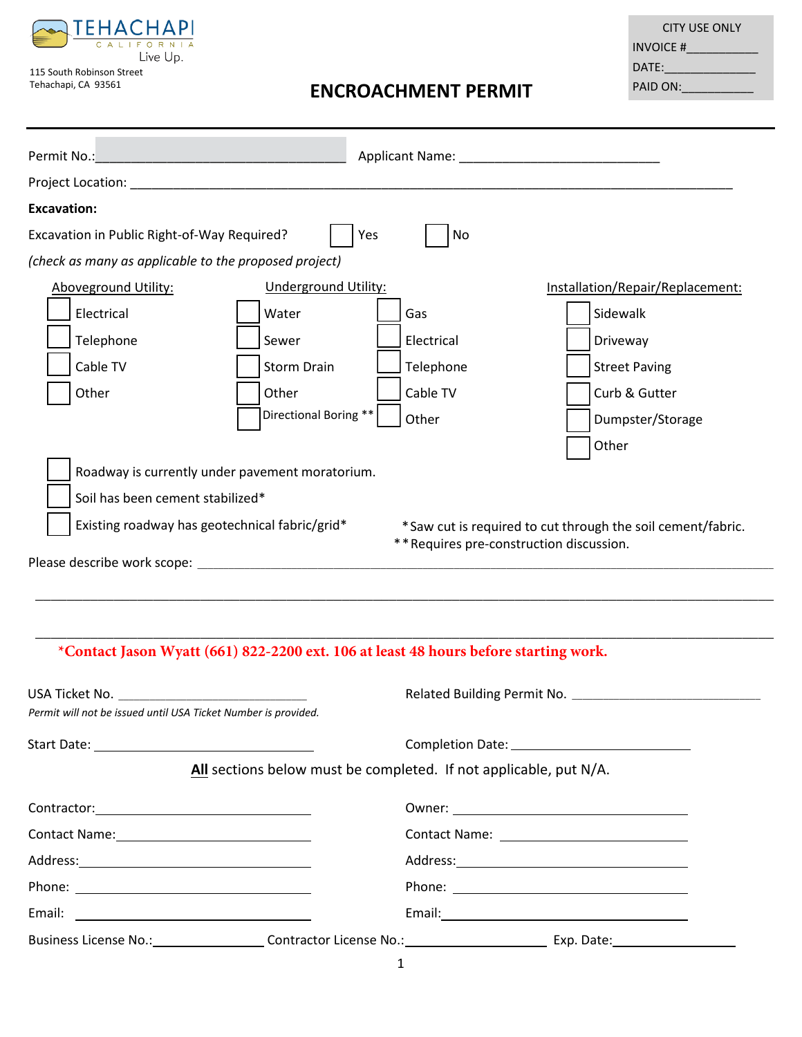TEHACHAPI
CALIFORNIA
Live Up.

115 South Robinson Street
Tehachapi, CA 93561

CITY USE ONLY
INVOICE #\_\_\_\_\_\_\_\_\_\_\_
DATE:\_\_\_\_\_\_\_\_\_\_\_\_\_\_
PAID ON:\_\_\_\_\_\_\_\_\_\_\_

# ENCROACHMENT PERMIT

Permit No.:\_\_\_\_\_\_\_\_\_\_\_\_\_\_\_\_\_\_\_\_\_\_\_\_\_\_\_\_\_\_\_\_\_\_ Applicant Name: \_\_\_\_\_\_\_\_\_\_\_\_\_\_\_\_\_\_\_\_\_\_\_\_\_\_\_\_

Project Location: \_\_\_\_\_\_\_\_\_\_\_\_\_\_\_\_\_\_\_\_\_\_\_\_\_\_\_\_\_\_\_\_\_\_\_\_\_\_\_\_\_\_\_\_\_\_\_\_\_\_\_\_\_\_\_\_\_\_\_\_\_\_\_\_\_\_\_\_\_\_\_\_\_\_\_\_\_\_\_\_\_\_

**Excavation:**

Excavation in Public Right-of-Way Required? ☐ Yes ☐ No

*(check as many as applicable to the proposed project)*

Aboveground Utility:
- ☐ Electrical
- ☐ Telephone
- ☐ Cable TV
- ☐ Other

Underground Utility:
- ☐ Water
- ☐ Sewer
- ☐ Storm Drain
- ☐ Other
- ☐ Directional Boring **
- ☐ Gas
- ☐ Electrical
- ☐ Telephone
- ☐ Cable TV
- ☐ Other

Installation/Repair/Replacement:
- ☐ Sidewalk
- ☐ Driveway
- ☐ Street Paving
- ☐ Curb & Gutter
- ☐ Dumpster/Storage
- ☐ Other

☐ Roadway is currently under pavement moratorium.

☐ Soil has been cement stabilized*

☐ Existing roadway has geotechnical fabric/grid*

*Saw cut is required to cut through the soil cement/fabric.
**Requires pre-construction discussion.

Please describe work scope: \_\_\_\_\_\_\_\_\_\_\_\_\_\_\_\_\_\_\_\_\_\_\_\_\_\_\_\_\_\_\_\_\_\_\_\_\_\_\_\_\_\_\_\_\_\_\_\_\_\_\_\_\_\_\_\_\_\_\_\_\_\_\_\_\_\_\_\_\_\_\_\_\_\_

\_\_\_\_\_\_\_\_\_\_\_\_\_\_\_\_\_\_\_\_\_\_\_\_\_\_\_\_\_\_\_\_\_\_\_\_\_\_\_\_\_\_\_\_\_\_\_\_\_\_\_\_\_\_\_\_\_\_\_\_\_\_\_\_\_\_\_\_\_\_\_\_\_\_\_\_\_\_\_\_\_\_\_\_\_\_\_\_\_\_\_\_\_\_

\_\_\_\_\_\_\_\_\_\_\_\_\_\_\_\_\_\_\_\_\_\_\_\_\_\_\_\_\_\_\_\_\_\_\_\_\_\_\_\_\_\_\_\_\_\_\_\_\_\_\_\_\_\_\_\_\_\_\_\_\_\_\_\_\_\_\_\_\_\_\_\_\_\_\_\_\_\_\_\_\_\_\_\_\_\_\_\_\_\_\_\_\_\_

**\*Contact Jason Wyatt (661) 822-2200 ext. 106 at least 48 hours before starting work.**

USA Ticket No. \_\_\_\_\_\_\_\_\_\_\_\_\_\_\_\_\_\_\_\_\_\_\_\_\_\_\_\_
*Permit will not be issued until USA Ticket Number is provided.*

Related Building Permit No. \_\_\_\_\_\_\_\_\_\_\_\_\_\_\_\_\_\_\_\_\_\_\_\_\_\_\_\_

Start Date: \_\_\_\_\_\_\_\_\_\_\_\_\_\_\_\_\_\_\_\_\_\_\_\_\_\_\_\_\_\_\_\_\_ Completion Date: \_\_\_\_\_\_\_\_\_\_\_\_\_\_\_\_\_\_\_\_\_\_\_\_\_\_\_

<u>**All**</u> sections below must be completed. If not applicable, put N/A.

Contractor:\_\_\_\_\_\_\_\_\_\_\_\_\_\_\_\_\_\_\_\_\_\_\_\_\_\_\_\_\_\_\_\_
Contact Name:\_\_\_\_\_\_\_\_\_\_\_\_\_\_\_\_\_\_\_\_\_\_\_\_\_\_\_\_\_
Address:\_\_\_\_\_\_\_\_\_\_\_\_\_\_\_\_\_\_\_\_\_\_\_\_\_\_\_\_\_\_\_\_\_\_
Phone: \_\_\_\_\_\_\_\_\_\_\_\_\_\_\_\_\_\_\_\_\_\_\_\_\_\_\_\_\_\_\_\_\_\_
Email: \_\_\_\_\_\_\_\_\_\_\_\_\_\_\_\_\_\_\_\_\_\_\_\_\_\_\_\_\_\_\_\_\_\_\_

Owner: \_\_\_\_\_\_\_\_\_\_\_\_\_\_\_\_\_\_\_\_\_\_\_\_\_\_\_\_\_\_\_\_\_\_\_
Contact Name: \_\_\_\_\_\_\_\_\_\_\_\_\_\_\_\_\_\_\_\_\_\_\_\_\_\_\_\_
Address:\_\_\_\_\_\_\_\_\_\_\_\_\_\_\_\_\_\_\_\_\_\_\_\_\_\_\_\_\_\_\_\_\_\_\_
Phone: \_\_\_\_\_\_\_\_\_\_\_\_\_\_\_\_\_\_\_\_\_\_\_\_\_\_\_\_\_\_\_\_\_\_\_
Email:\_\_\_\_\_\_\_\_\_\_\_\_\_\_\_\_\_\_\_\_\_\_\_\_\_\_\_\_\_\_\_\_\_\_\_\_

Business License No.:\_\_\_\_\_\_\_\_\_\_\_\_\_\_\_\_ Contractor License No.:\_\_\_\_\_\_\_\_\_\_\_\_\_\_\_\_\_\_\_\_ Exp. Date:\_\_\_\_\_\_\_\_\_\_\_\_\_\_\_\_\_\_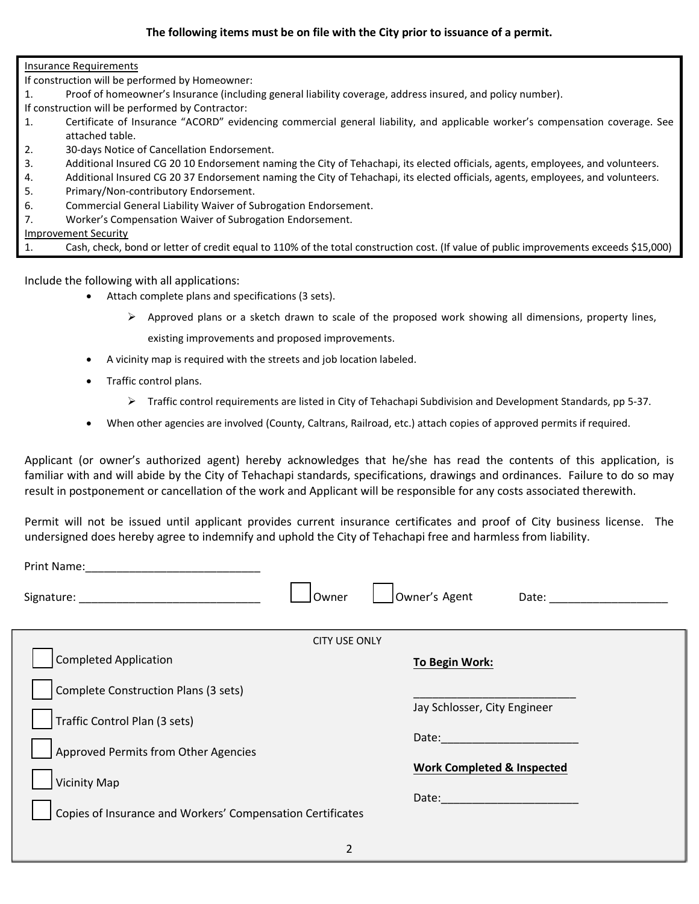**The following items must be on file with the City prior to issuance of a permit.**

Insurance Requirements

If construction will be performed by Homeowner:

1. Proof of homeowner's Insurance (including general liability coverage, address insured, and policy number).

If construction will be performed by Contractor:

1. Certificate of Insurance "ACORD" evidencing commercial general liability, and applicable worker's compensation coverage. See attached table.
2. 30-days Notice of Cancellation Endorsement.
3. Additional Insured CG 20 10 Endorsement naming the City of Tehachapi, its elected officials, agents, employees, and volunteers.
4. Additional Insured CG 20 37 Endorsement naming the City of Tehachapi, its elected officials, agents, employees, and volunteers.
5. Primary/Non-contributory Endorsement.
6. Commercial General Liability Waiver of Subrogation Endorsement.
7. Worker's Compensation Waiver of Subrogation Endorsement.

Improvement Security

1. Cash, check, bond or letter of credit equal to 110% of the total construction cost. (If value of public improvements exceeds $15,000)

Include the following with all applications:

- Attach complete plans and specifications (3 sets).
  - Approved plans or a sketch drawn to scale of the proposed work showing all dimensions, property lines, existing improvements and proposed improvements.
- A vicinity map is required with the streets and job location labeled.
- Traffic control plans.
  - Traffic control requirements are listed in City of Tehachapi Subdivision and Development Standards, pp 5-37.
- When other agencies are involved (County, Caltrans, Railroad, etc.) attach copies of approved permits if required.

Applicant (or owner's authorized agent) hereby acknowledges that he/she has read the contents of this application, is familiar with and will abide by the City of Tehachapi standards, specifications, drawings and ordinances. Failure to do so may result in postponement or cancellation of the work and Applicant will be responsible for any costs associated therewith.

Permit will not be issued until applicant provides current insurance certificates and proof of City business license. The undersigned does hereby agree to indemnify and uphold the City of Tehachapi free and harmless from liability.

Print Name:____________________________

Signature: ____________________________ ☐ Owner ☐ Owner's Agent Date: ___________________

CITY USE ONLY

☐ Completed Application

☐ Complete Construction Plans (3 sets)

☐ Traffic Control Plan (3 sets)

☐ Approved Permits from Other Agencies

☐ Vicinity Map

☐ Copies of Insurance and Workers' Compensation Certificates

**To Begin Work:**

__________________________

Jay Schlosser, City Engineer

Date:______________________

**Work Completed & Inspected**

Date:______________________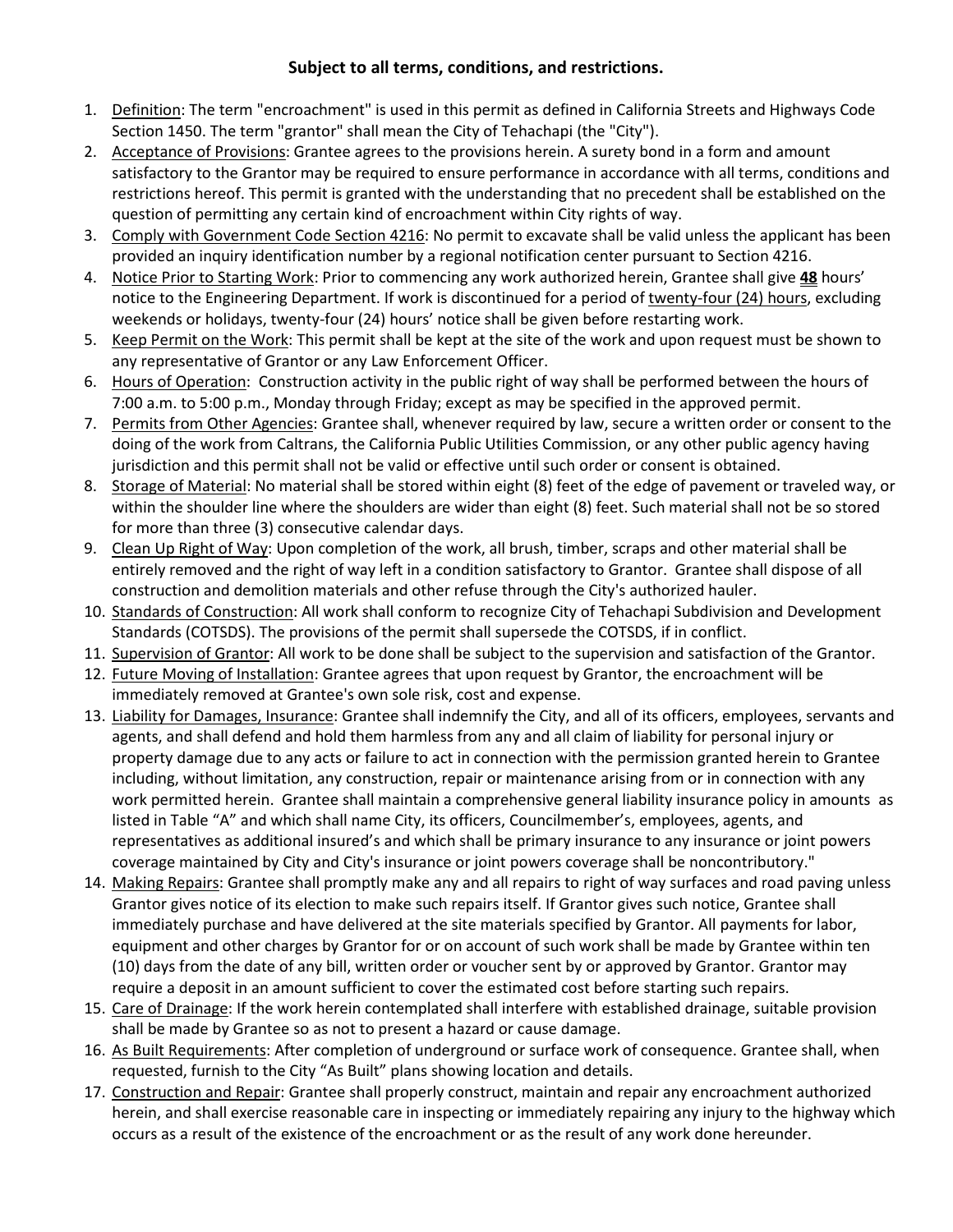**Subject to all terms, conditions, and restrictions.**

1. Definition: The term "encroachment" is used in this permit as defined in California Streets and Highways Code Section 1450. The term "grantor" shall mean the City of Tehachapi (the "City").
2. Acceptance of Provisions: Grantee agrees to the provisions herein. A surety bond in a form and amount satisfactory to the Grantor may be required to ensure performance in accordance with all terms, conditions and restrictions hereof. This permit is granted with the understanding that no precedent shall be established on the question of permitting any certain kind of encroachment within City rights of way.
3. Comply with Government Code Section 4216: No permit to excavate shall be valid unless the applicant has been provided an inquiry identification number by a regional notification center pursuant to Section 4216.
4. Notice Prior to Starting Work: Prior to commencing any work authorized herein, Grantee shall give **48** hours' notice to the Engineering Department. If work is discontinued for a period of twenty-four (24) hours, excluding weekends or holidays, twenty-four (24) hours' notice shall be given before restarting work.
5. Keep Permit on the Work: This permit shall be kept at the site of the work and upon request must be shown to any representative of Grantor or any Law Enforcement Officer.
6. Hours of Operation: Construction activity in the public right of way shall be performed between the hours of 7:00 a.m. to 5:00 p.m., Monday through Friday; except as may be specified in the approved permit.
7. Permits from Other Agencies: Grantee shall, whenever required by law, secure a written order or consent to the doing of the work from Caltrans, the California Public Utilities Commission, or any other public agency having jurisdiction and this permit shall not be valid or effective until such order or consent is obtained.
8. Storage of Material: No material shall be stored within eight (8) feet of the edge of pavement or traveled way, or within the shoulder line where the shoulders are wider than eight (8) feet. Such material shall not be so stored for more than three (3) consecutive calendar days.
9. Clean Up Right of Way: Upon completion of the work, all brush, timber, scraps and other material shall be entirely removed and the right of way left in a condition satisfactory to Grantor. Grantee shall dispose of all construction and demolition materials and other refuse through the City's authorized hauler.
10. Standards of Construction: All work shall conform to recognize City of Tehachapi Subdivision and Development Standards (COTSDS). The provisions of the permit shall supersede the COTSDS, if in conflict.
11. Supervision of Grantor: All work to be done shall be subject to the supervision and satisfaction of the Grantor.
12. Future Moving of Installation: Grantee agrees that upon request by Grantor, the encroachment will be immediately removed at Grantee's own sole risk, cost and expense.
13. Liability for Damages, Insurance: Grantee shall indemnify the City, and all of its officers, employees, servants and agents, and shall defend and hold them harmless from any and all claim of liability for personal injury or property damage due to any acts or failure to act in connection with the permission granted herein to Grantee including, without limitation, any construction, repair or maintenance arising from or in connection with any work permitted herein. Grantee shall maintain a comprehensive general liability insurance policy in amounts as listed in Table "A" and which shall name City, its officers, Councilmember's, employees, agents, and representatives as additional insured's and which shall be primary insurance to any insurance or joint powers coverage maintained by City and City's insurance or joint powers coverage shall be noncontributory."
14. Making Repairs: Grantee shall promptly make any and all repairs to right of way surfaces and road paving unless Grantor gives notice of its election to make such repairs itself. If Grantor gives such notice, Grantee shall immediately purchase and have delivered at the site materials specified by Grantor. All payments for labor, equipment and other charges by Grantor for or on account of such work shall be made by Grantee within ten (10) days from the date of any bill, written order or voucher sent by or approved by Grantor. Grantor may require a deposit in an amount sufficient to cover the estimated cost before starting such repairs.
15. Care of Drainage: If the work herein contemplated shall interfere with established drainage, suitable provision shall be made by Grantee so as not to present a hazard or cause damage.
16. As Built Requirements: After completion of underground or surface work of consequence. Grantee shall, when requested, furnish to the City "As Built" plans showing location and details.
17. Construction and Repair: Grantee shall properly construct, maintain and repair any encroachment authorized herein, and shall exercise reasonable care in inspecting or immediately repairing any injury to the highway which occurs as a result of the existence of the encroachment or as the result of any work done hereunder.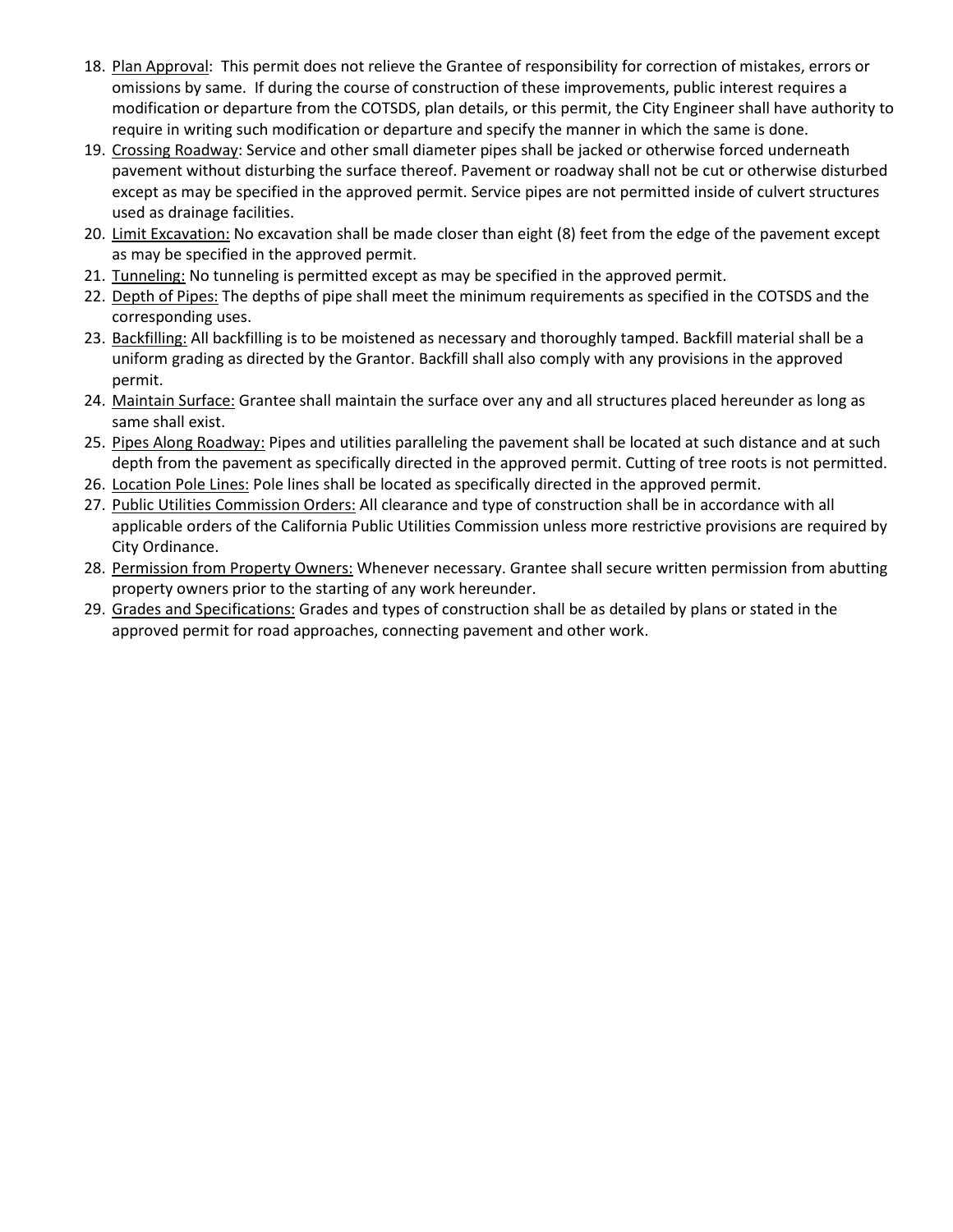18. Plan Approval: This permit does not relieve the Grantee of responsibility for correction of mistakes, errors or omissions by same. If during the course of construction of these improvements, public interest requires a modification or departure from the COTSDS, plan details, or this permit, the City Engineer shall have authority to require in writing such modification or departure and specify the manner in which the same is done.
19. Crossing Roadway: Service and other small diameter pipes shall be jacked or otherwise forced underneath pavement without disturbing the surface thereof. Pavement or roadway shall not be cut or otherwise disturbed except as may be specified in the approved permit. Service pipes are not permitted inside of culvert structures used as drainage facilities.
20. Limit Excavation: No excavation shall be made closer than eight (8) feet from the edge of the pavement except as may be specified in the approved permit.
21. Tunneling: No tunneling is permitted except as may be specified in the approved permit.
22. Depth of Pipes: The depths of pipe shall meet the minimum requirements as specified in the COTSDS and the corresponding uses.
23. Backfilling: All backfilling is to be moistened as necessary and thoroughly tamped. Backfill material shall be a uniform grading as directed by the Grantor. Backfill shall also comply with any provisions in the approved permit.
24. Maintain Surface: Grantee shall maintain the surface over any and all structures placed hereunder as long as same shall exist.
25. Pipes Along Roadway: Pipes and utilities paralleling the pavement shall be located at such distance and at such depth from the pavement as specifically directed in the approved permit. Cutting of tree roots is not permitted.
26. Location Pole Lines: Pole lines shall be located as specifically directed in the approved permit.
27. Public Utilities Commission Orders: All clearance and type of construction shall be in accordance with all applicable orders of the California Public Utilities Commission unless more restrictive provisions are required by City Ordinance.
28. Permission from Property Owners: Whenever necessary. Grantee shall secure written permission from abutting property owners prior to the starting of any work hereunder.
29. Grades and Specifications: Grades and types of construction shall be as detailed by plans or stated in the approved permit for road approaches, connecting pavement and other work.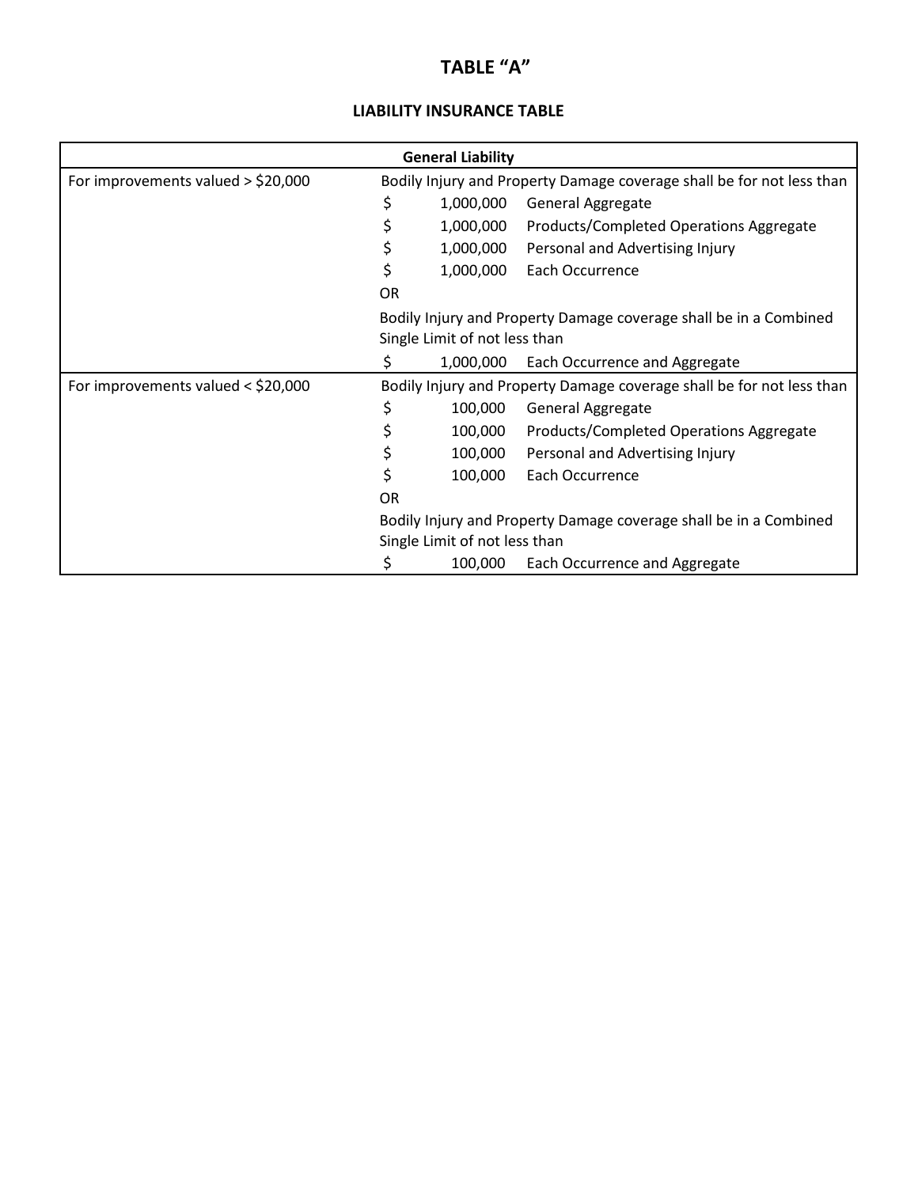# TABLE "A"

## LIABILITY INSURANCE TABLE

| General Liability | | | |
|---|---|---|---|
| For improvements valued > $20,000 | Bodily Injury and Property Damage coverage shall be for not less than | | |
| | $ | 1,000,000 | General Aggregate |
| | $ | 1,000,000 | Products/Completed Operations Aggregate |
| | $ | 1,000,000 | Personal and Advertising Injury |
| | $ | 1,000,000 | Each Occurrence |
| | OR | | |
| | Bodily Injury and Property Damage coverage shall be in a Combined Single Limit of not less than | | |
| | $ | 1,000,000 | Each Occurrence and Aggregate |
| For improvements valued < $20,000 | Bodily Injury and Property Damage coverage shall be for not less than | | |
| | $ | 100,000 | General Aggregate |
| | $ | 100,000 | Products/Completed Operations Aggregate |
| | $ | 100,000 | Personal and Advertising Injury |
| | $ | 100,000 | Each Occurrence |
| | OR | | |
| | Bodily Injury and Property Damage coverage shall be in a Combined Single Limit of not less than | | |
| | $ | 100,000 | Each Occurrence and Aggregate |